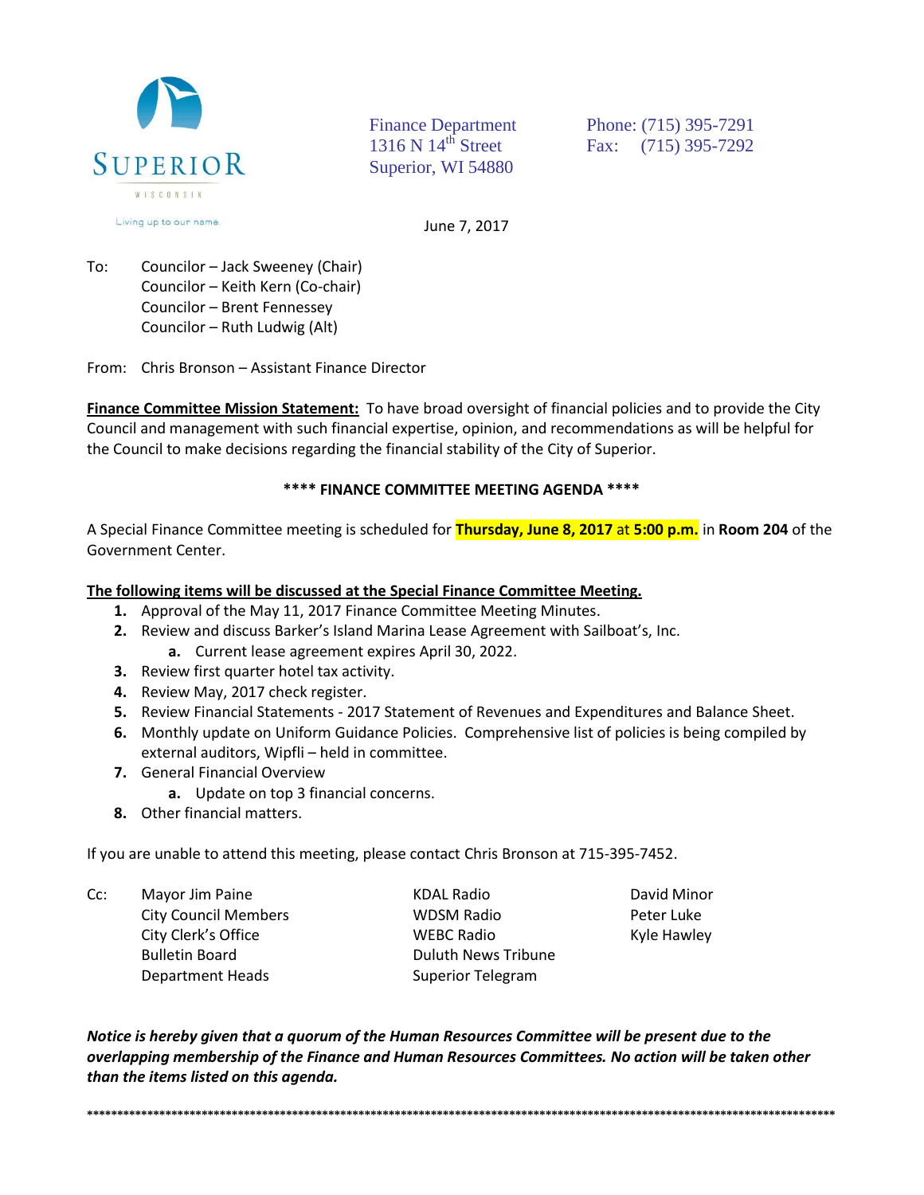SUPERIOR

WISCONSIN

Living up to our name.

Finance Department
1316 N 14th Street
Superior, WI 54880

Phone: (715) 395-7291
Fax: (715) 395-7292

June 7, 2017

To: Councilor – Jack Sweeney (Chair)
Councilor – Keith Kern (Co-chair)
Councilor – Brent Fennessey
Councilor – Ruth Ludwig (Alt)

From: Chris Bronson – Assistant Finance Director

**Finance Committee Mission Statement:** To have broad oversight of financial policies and to provide the City Council and management with such financial expertise, opinion, and recommendations as will be helpful for the Council to make decisions regarding the financial stability of the City of Superior.

**\*\*\*\* FINANCE COMMITTEE MEETING AGENDA \*\*\*\***

A Special Finance Committee meeting is scheduled for **Thursday, June 8, 2017** at **5:00 p.m.** in **Room 204** of the Government Center.

**The following items will be discussed at the Special Finance Committee Meeting.**

1. Approval of the May 11, 2017 Finance Committee Meeting Minutes.
2. Review and discuss Barker's Island Marina Lease Agreement with Sailboat's, Inc.
   a. Current lease agreement expires April 30, 2022.
3. Review first quarter hotel tax activity.
4. Review May, 2017 check register.
5. Review Financial Statements - 2017 Statement of Revenues and Expenditures and Balance Sheet.
6. Monthly update on Uniform Guidance Policies. Comprehensive list of policies is being compiled by external auditors, Wipfli – held in committee.
7. General Financial Overview
   a. Update on top 3 financial concerns.
8. Other financial matters.

If you are unable to attend this meeting, please contact Chris Bronson at 715-395-7452.

Cc:
Mayor Jim Paine
City Council Members
City Clerk's Office
Bulletin Board
Department Heads
KDAL Radio
WDSM Radio
WEBC Radio
Duluth News Tribune
Superior Telegram
David Minor
Peter Luke
Kyle Hawley

***Notice is hereby given that a quorum of the Human Resources Committee will be present due to the overlapping membership of the Finance and Human Resources Committees. No action will be taken other than the items listed on this agenda.***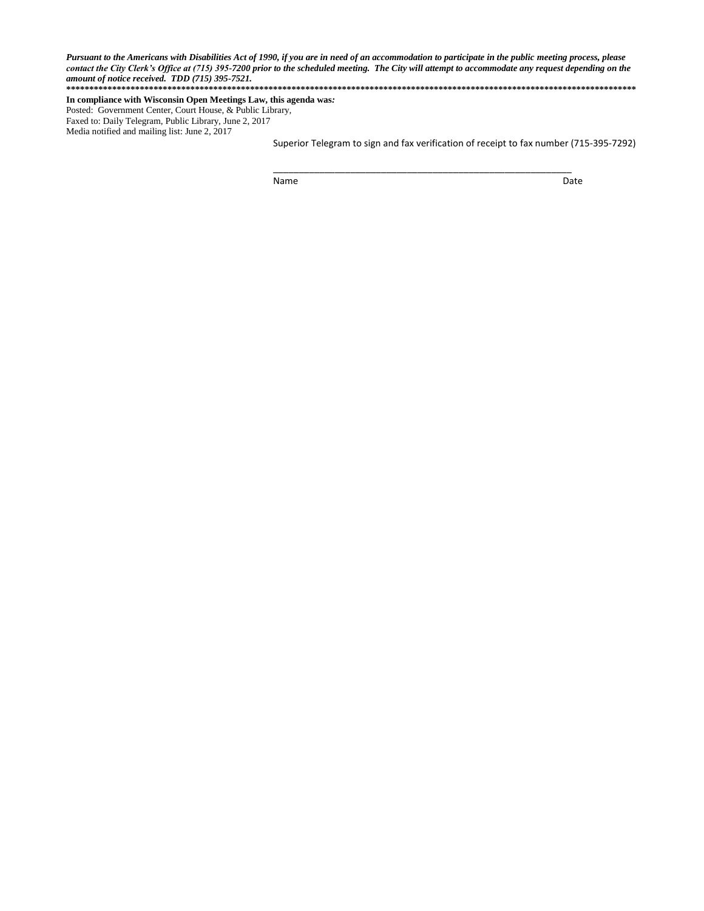***Pursuant to the Americans with Disabilities Act of 1990, if you are in need of an accommodation to participate in the public meeting process, please contact the City Clerk's Office at (715) 395-7200 prior to the scheduled meeting. The City will attempt to accommodate any request depending on the amount of notice received. TDD (715) 395-7521.***

**************************************************************************************************************************

**In compliance with Wisconsin Open Meetings Law, this agenda was*:***

Posted: Government Center, Court House, & Public Library,
Faxed to: Daily Telegram, Public Library, June 2, 2017
Media notified and mailing list: June 2, 2017

Superior Telegram to sign and fax verification of receipt to fax number (715-395-7292)

_______________________________________________________________

Name Date